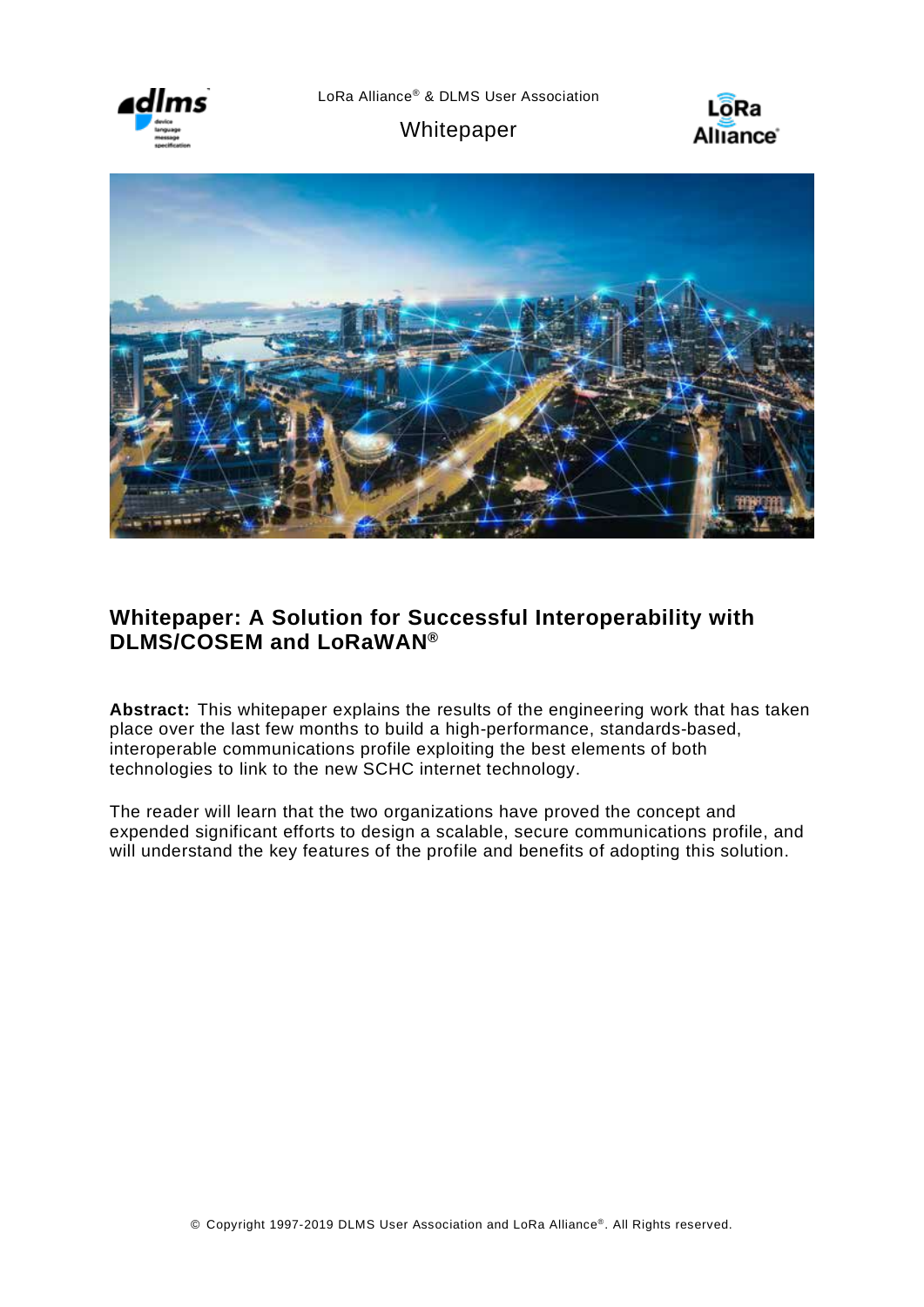LoRa Alliance® & DLMS User Association

Whitepaper

# Whitepaper: A Solution for Successful Interoperability with DLMS/COSEM and LoRaWAN®

**Abstract:** This whitepaper explains the results of the engineering work that has taken place over the last few months to build a high-performance, standards-based, interoperable communications profile exploiting the best elements of both technologies to link to the new SCHC internet technology.

The reader will learn that the two organizations have proved the concept and expended significant efforts to design a scalable, secure communications profile, and will understand the key features of the profile and benefits of adopting this solution.

© Copyright 1997-2019 DLMS User Association and LoRa Alliance®. All Rights reserved.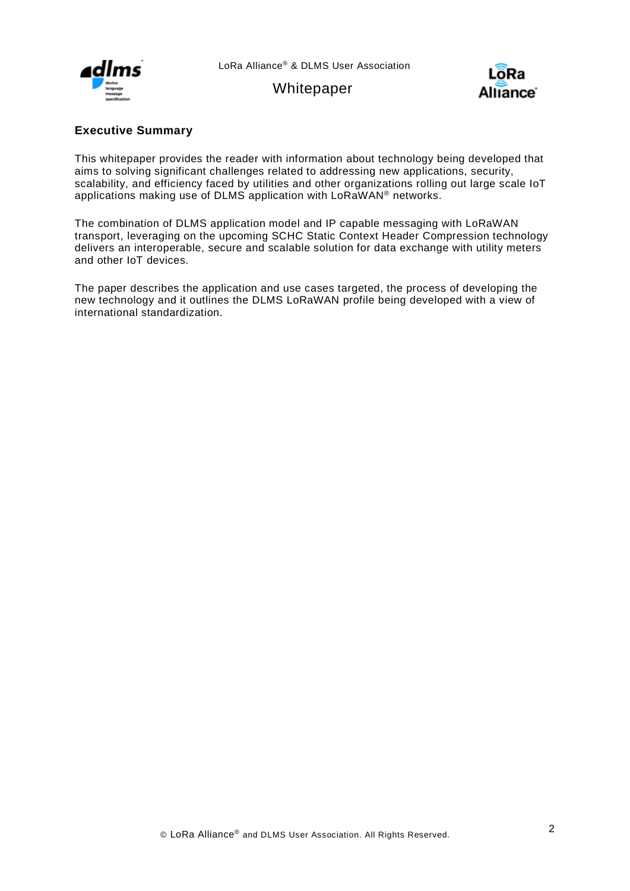## Executive Summary

This whitepaper provides the reader with information about technology being developed that aims to solving significant challenges related to addressing new applications, security, scalability, and efficiency faced by utilities and other organizations rolling out large scale IoT applications making use of DLMS application with LoRaWAN® networks.

The combination of DLMS application model and IP capable messaging with LoRaWAN transport, leveraging on the upcoming SCHC Static Context Header Compression technology delivers an interoperable, secure and scalable solution for data exchange with utility meters and other IoT devices.

The paper describes the application and use cases targeted, the process of developing the new technology and it outlines the DLMS LoRaWAN profile being developed with a view of international standardization.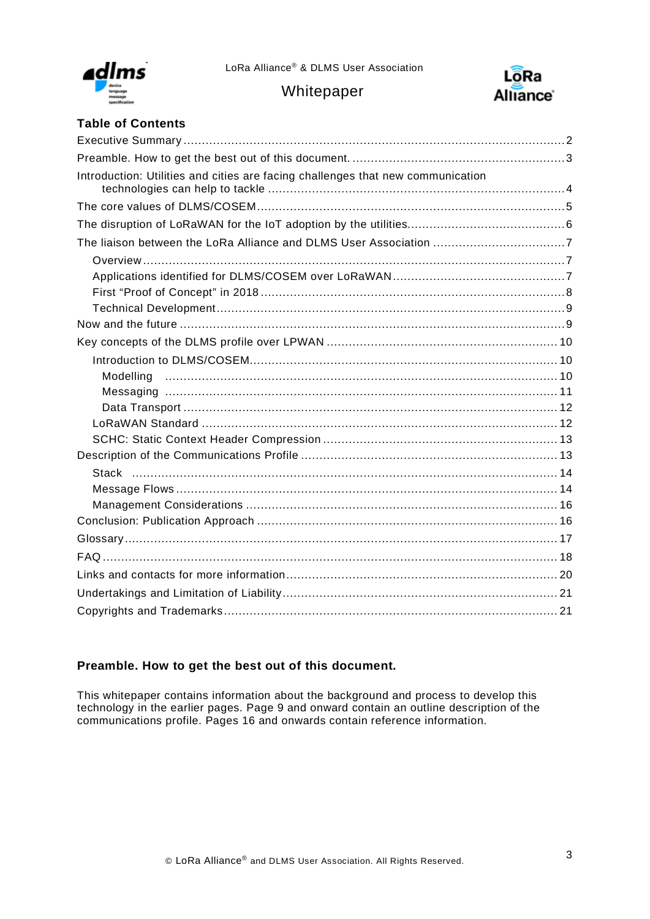## Table of Contents

- Executive Summary ..... 2
- Preamble. How to get the best out of this document. ..... 3
- Introduction: Utilities and cities are facing challenges that new communication technologies can help to tackle ..... 4
- The core values of DLMS/COSEM ..... 5
- The disruption of LoRaWAN for the IoT adoption by the utilities ..... 6
- The liaison between the LoRa Alliance and DLMS User Association ..... 7
  - Overview ..... 7
  - Applications identified for DLMS/COSEM over LoRaWAN ..... 7
  - First "Proof of Concept" in 2018 ..... 8
  - Technical Development ..... 9
- Now and the future ..... 9
- Key concepts of the DLMS profile over LPWAN ..... 10
  - Introduction to DLMS/COSEM ..... 10
    - Modelling ..... 10
    - Messaging ..... 11
    - Data Transport ..... 12
  - LoRaWAN Standard ..... 12
  - SCHC: Static Context Header Compression ..... 13
- Description of the Communications Profile ..... 13
  - Stack ..... 14
  - Message Flows ..... 14
  - Management Considerations ..... 16
- Conclusion: Publication Approach ..... 16
- Glossary ..... 17
- FAQ ..... 18
- Links and contacts for more information ..... 20
- Undertakings and Limitation of Liability ..... 21
- Copyrights and Trademarks ..... 21

## Preamble. How to get the best out of this document.

This whitepaper contains information about the background and process to develop this technology in the earlier pages. Page 9 and onward contain an outline description of the communications profile. Pages 16 and onwards contain reference information.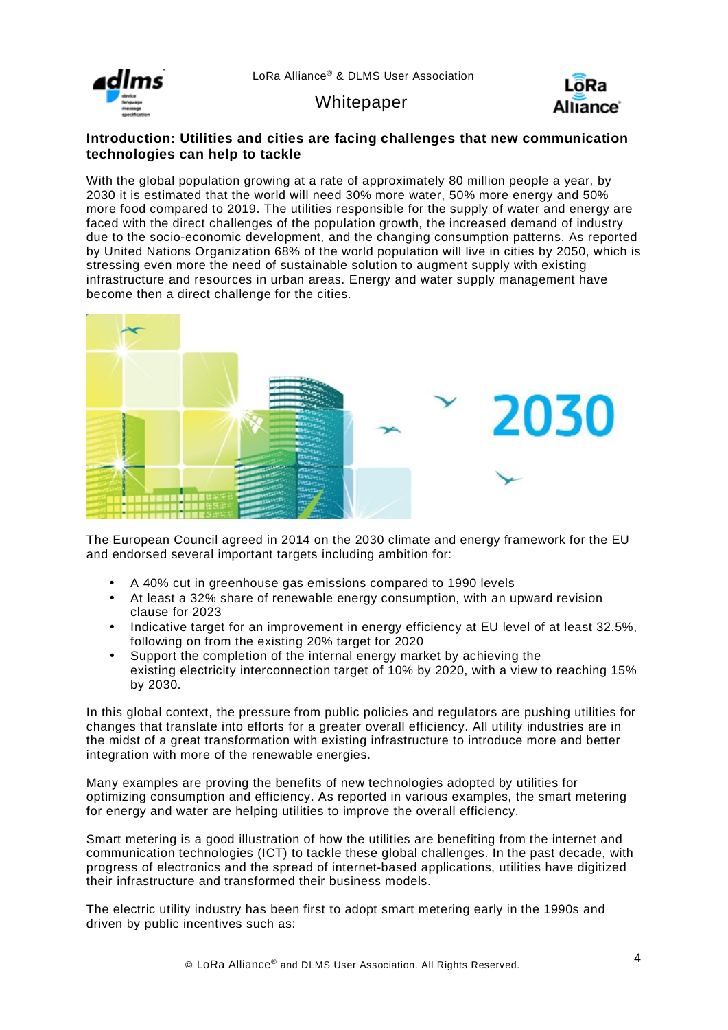## Introduction: Utilities and cities are facing challenges that new communication technologies can help to tackle

With the global population growing at a rate of approximately 80 million people a year, by 2030 it is estimated that the world will need 30% more water, 50% more energy and 50% more food compared to 2019. The utilities responsible for the supply of water and energy are faced with the direct challenges of the population growth, the increased demand of industry due to the socio-economic development, and the changing consumption patterns. As reported by United Nations Organization 68% of the world population will live in cities by 2050, which is stressing even more the need of sustainable solution to augment supply with existing infrastructure and resources in urban areas. Energy and water supply management have become then a direct challenge for the cities.

The European Council agreed in 2014 on the 2030 climate and energy framework for the EU and endorsed several important targets including ambition for:

- A 40% cut in greenhouse gas emissions compared to 1990 levels
- At least a 32% share of renewable energy consumption, with an upward revision clause for 2023
- Indicative target for an improvement in energy efficiency at EU level of at least 32.5%, following on from the existing 20% target for 2020
- Support the completion of the internal energy market by achieving the existing electricity interconnection target of 10% by 2020, with a view to reaching 15% by 2030.

In this global context, the pressure from public policies and regulators are pushing utilities for changes that translate into efforts for a greater overall efficiency. All utility industries are in the midst of a great transformation with existing infrastructure to introduce more and better integration with more of the renewable energies.

Many examples are proving the benefits of new technologies adopted by utilities for optimizing consumption and efficiency. As reported in various examples, the smart metering for energy and water are helping utilities to improve the overall efficiency.

Smart metering is a good illustration of how the utilities are benefiting from the internet and communication technologies (ICT) to tackle these global challenges. In the past decade, with progress of electronics and the spread of internet-based applications, utilities have digitized their infrastructure and transformed their business models.

The electric utility industry has been first to adopt smart metering early in the 1990s and driven by public incentives such as: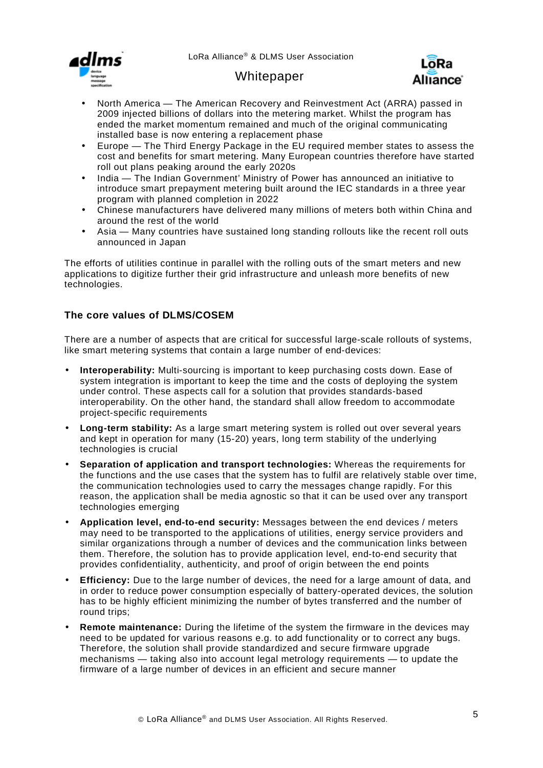- North America — The American Recovery and Reinvestment Act (ARRA) passed in 2009 injected billions of dollars into the metering market. Whilst the program has ended the market momentum remained and much of the original communicating installed base is now entering a replacement phase
- Europe — The Third Energy Package in the EU required member states to assess the cost and benefits for smart metering. Many European countries therefore have started roll out plans peaking around the early 2020s
- India — The Indian Government' Ministry of Power has announced an initiative to introduce smart prepayment metering built around the IEC standards in a three year program with planned completion in 2022
- Chinese manufacturers have delivered many millions of meters both within China and around the rest of the world
- Asia — Many countries have sustained long standing rollouts like the recent roll outs announced in Japan

The efforts of utilities continue in parallel with the rolling outs of the smart meters and new applications to digitize further their grid infrastructure and unleash more benefits of new technologies.

## The core values of DLMS/COSEM

There are a number of aspects that are critical for successful large-scale rollouts of systems, like smart metering systems that contain a large number of end-devices:

- **Interoperability:** Multi-sourcing is important to keep purchasing costs down. Ease of system integration is important to keep the time and the costs of deploying the system under control. These aspects call for a solution that provides standards-based interoperability. On the other hand, the standard shall allow freedom to accommodate project-specific requirements
- **Long-term stability:** As a large smart metering system is rolled out over several years and kept in operation for many (15-20) years, long term stability of the underlying technologies is crucial
- **Separation of application and transport technologies:** Whereas the requirements for the functions and the use cases that the system has to fulfil are relatively stable over time, the communication technologies used to carry the messages change rapidly. For this reason, the application shall be media agnostic so that it can be used over any transport technologies emerging
- **Application level, end-to-end security:** Messages between the end devices / meters may need to be transported to the applications of utilities, energy service providers and similar organizations through a number of devices and the communication links between them. Therefore, the solution has to provide application level, end-to-end security that provides confidentiality, authenticity, and proof of origin between the end points
- **Efficiency:** Due to the large number of devices, the need for a large amount of data, and in order to reduce power consumption especially of battery-operated devices, the solution has to be highly efficient minimizing the number of bytes transferred and the number of round trips;
- **Remote maintenance:** During the lifetime of the system the firmware in the devices may need to be updated for various reasons e.g. to add functionality or to correct any bugs. Therefore, the solution shall provide standardized and secure firmware upgrade mechanisms — taking also into account legal metrology requirements — to update the firmware of a large number of devices in an efficient and secure manner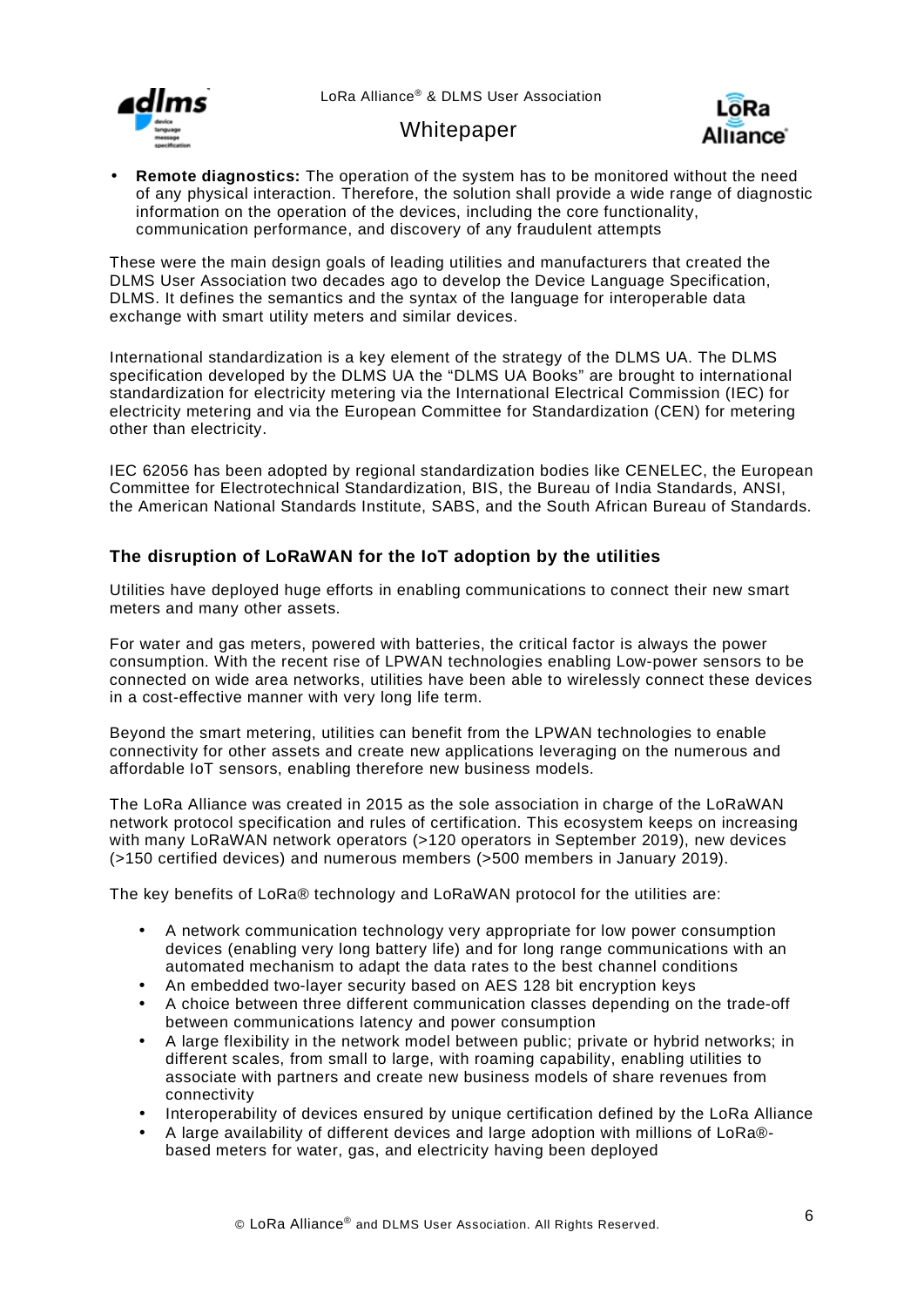- **Remote diagnostics:** The operation of the system has to be monitored without the need of any physical interaction. Therefore, the solution shall provide a wide range of diagnostic information on the operation of the devices, including the core functionality, communication performance, and discovery of any fraudulent attempts

These were the main design goals of leading utilities and manufacturers that created the DLMS User Association two decades ago to develop the Device Language Specification, DLMS. It defines the semantics and the syntax of the language for interoperable data exchange with smart utility meters and similar devices.

International standardization is a key element of the strategy of the DLMS UA. The DLMS specification developed by the DLMS UA the "DLMS UA Books" are brought to international standardization for electricity metering via the International Electrical Commission (IEC) for electricity metering and via the European Committee for Standardization (CEN) for metering other than electricity.

IEC 62056 has been adopted by regional standardization bodies like CENELEC, the European Committee for Electrotechnical Standardization, BIS, the Bureau of India Standards, ANSI, the American National Standards Institute, SABS, and the South African Bureau of Standards.

### The disruption of LoRaWAN for the IoT adoption by the utilities

Utilities have deployed huge efforts in enabling communications to connect their new smart meters and many other assets.

For water and gas meters, powered with batteries, the critical factor is always the power consumption. With the recent rise of LPWAN technologies enabling Low-power sensors to be connected on wide area networks, utilities have been able to wirelessly connect these devices in a cost-effective manner with very long life term.

Beyond the smart metering, utilities can benefit from the LPWAN technologies to enable connectivity for other assets and create new applications leveraging on the numerous and affordable IoT sensors, enabling therefore new business models.

The LoRa Alliance was created in 2015 as the sole association in charge of the LoRaWAN network protocol specification and rules of certification. This ecosystem keeps on increasing with many LoRaWAN network operators (>120 operators in September 2019), new devices (>150 certified devices) and numerous members (>500 members in January 2019).

The key benefits of LoRa® technology and LoRaWAN protocol for the utilities are:

- A network communication technology very appropriate for low power consumption devices (enabling very long battery life) and for long range communications with an automated mechanism to adapt the data rates to the best channel conditions
- An embedded two-layer security based on AES 128 bit encryption keys
- A choice between three different communication classes depending on the trade-off between communications latency and power consumption
- A large flexibility in the network model between public; private or hybrid networks; in different scales, from small to large, with roaming capability, enabling utilities to associate with partners and create new business models of share revenues from connectivity
- Interoperability of devices ensured by unique certification defined by the LoRa Alliance
- A large availability of different devices and large adoption with millions of LoRa®-based meters for water, gas, and electricity having been deployed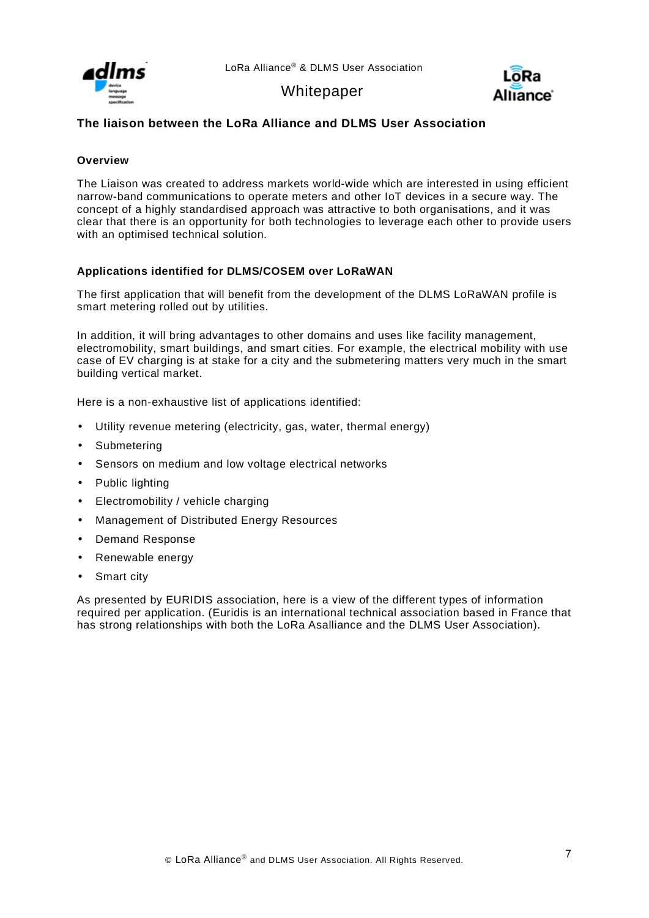## The liaison between the LoRa Alliance and DLMS User Association

### Overview

The Liaison was created to address markets world-wide which are interested in using efficient narrow-band communications to operate meters and other IoT devices in a secure way. The concept of a highly standardised approach was attractive to both organisations, and it was clear that there is an opportunity for both technologies to leverage each other to provide users with an optimised technical solution.

### Applications identified for DLMS/COSEM over LoRaWAN

The first application that will benefit from the development of the DLMS LoRaWAN profile is smart metering rolled out by utilities.

In addition, it will bring advantages to other domains and uses like facility management, electromobility, smart buildings, and smart cities. For example, the electrical mobility with use case of EV charging is at stake for a city and the submetering matters very much in the smart building vertical market.

Here is a non-exhaustive list of applications identified:

- Utility revenue metering (electricity, gas, water, thermal energy)
- Submetering
- Sensors on medium and low voltage electrical networks
- Public lighting
- Electromobility / vehicle charging
- Management of Distributed Energy Resources
- Demand Response
- Renewable energy
- Smart city

As presented by EURIDIS association, here is a view of the different types of information required per application. (Euridis is an international technical association based in France that has strong relationships with both the LoRa Asalliance and the DLMS User Association).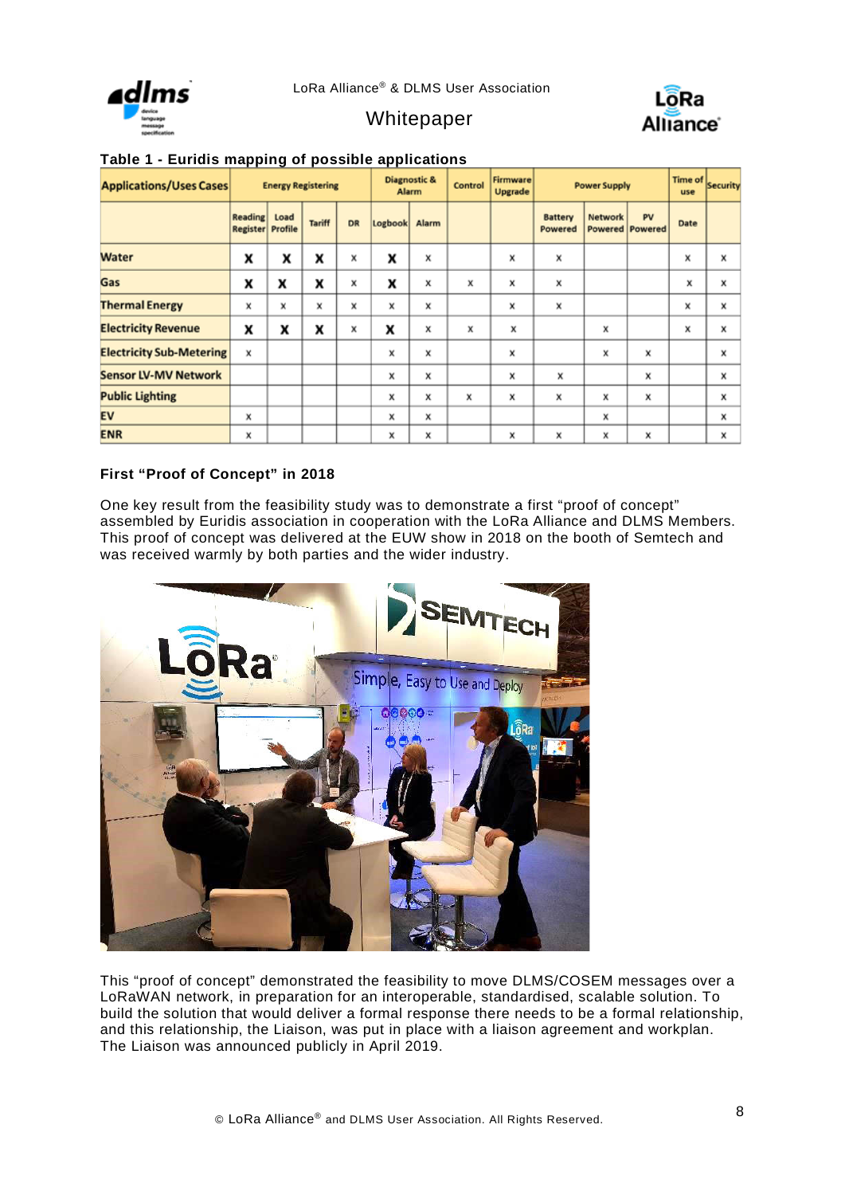**Table 1 - Euridis mapping of possible applications**

| Applications/Uses Cases | Energy Registering | | | | Diagnostic & Alarm | | Control | Firmware Upgrade | Power Supply | | | Time of use | Security |
|---|---|---|---|---|---|---|---|---|---|---|---|---|---|
| | Reading Register | Load Profile | Tariff | DR | Logbook | Alarm | | | Battery Powered | Network Powered | PV Powered | Date | |
| Water | X | X | X | x | X | x | | x | x | | | x | x |
| Gas | X | X | X | x | X | x | x | x | x | | | x | x |
| Thermal Energy | x | x | x | x | x | x | | x | x | | | x | x |
| Electricity Revenue | X | X | X | x | X | x | x | x | | x | | x | x |
| Electricity Sub-Metering | x | | | | x | x | | x | | x | x | | x |
| Sensor LV-MV Network | | | | | x | x | | x | x | | x | | x |
| Public Lighting | | | | | x | x | x | x | x | x | x | | x |
| EV | x | | | | x | x | | | | x | | | x |
| ENR | x | | | | x | x | | x | x | x | x | | x |

**First "Proof of Concept" in 2018**

One key result from the feasibility study was to demonstrate a first "proof of concept" assembled by Euridis association in cooperation with the LoRa Alliance and DLMS Members. This proof of concept was delivered at the EUW show in 2018 on the booth of Semtech and was received warmly by both parties and the wider industry.

This "proof of concept" demonstrated the feasibility to move DLMS/COSEM messages over a LoRaWAN network, in preparation for an interoperable, standardised, scalable solution. To build the solution that would deliver a formal response there needs to be a formal relationship, and this relationship, the Liaison, was put in place with a liaison agreement and workplan. The Liaison was announced publicly in April 2019.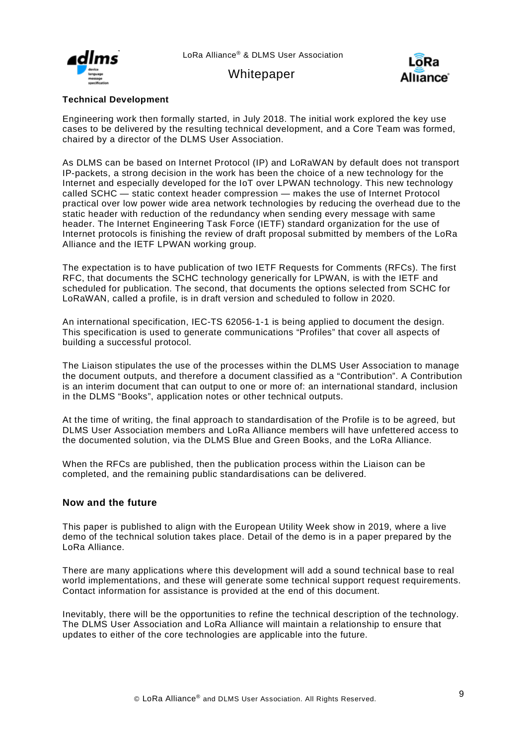### Technical Development

Engineering work then formally started, in July 2018. The initial work explored the key use cases to be delivered by the resulting technical development, and a Core Team was formed, chaired by a director of the DLMS User Association.

As DLMS can be based on Internet Protocol (IP) and LoRaWAN by default does not transport IP-packets, a strong decision in the work has been the choice of a new technology for the Internet and especially developed for the IoT over LPWAN technology. This new technology called SCHC — static context header compression — makes the use of Internet Protocol practical over low power wide area network technologies by reducing the overhead due to the static header with reduction of the redundancy when sending every message with same header. The Internet Engineering Task Force (IETF) standard organization for the use of Internet protocols is finishing the review of draft proposal submitted by members of the LoRa Alliance and the IETF LPWAN working group.

The expectation is to have publication of two IETF Requests for Comments (RFCs). The first RFC, that documents the SCHC technology generically for LPWAN, is with the IETF and scheduled for publication. The second, that documents the options selected from SCHC for LoRaWAN, called a profile, is in draft version and scheduled to follow in 2020.

An international specification, IEC-TS 62056-1-1 is being applied to document the design. This specification is used to generate communications "Profiles" that cover all aspects of building a successful protocol.

The Liaison stipulates the use of the processes within the DLMS User Association to manage the document outputs, and therefore a document classified as a "Contribution". A Contribution is an interim document that can output to one or more of: an international standard, inclusion in the DLMS "Books", application notes or other technical outputs.

At the time of writing, the final approach to standardisation of the Profile is to be agreed, but DLMS User Association members and LoRa Alliance members will have unfettered access to the documented solution, via the DLMS Blue and Green Books, and the LoRa Alliance.

When the RFCs are published, then the publication process within the Liaison can be completed, and the remaining public standardisations can be delivered.

### Now and the future

This paper is published to align with the European Utility Week show in 2019, where a live demo of the technical solution takes place. Detail of the demo is in a paper prepared by the LoRa Alliance.

There are many applications where this development will add a sound technical base to real world implementations, and these will generate some technical support request requirements. Contact information for assistance is provided at the end of this document.

Inevitably, there will be the opportunities to refine the technical description of the technology. The DLMS User Association and LoRa Alliance will maintain a relationship to ensure that updates to either of the core technologies are applicable into the future.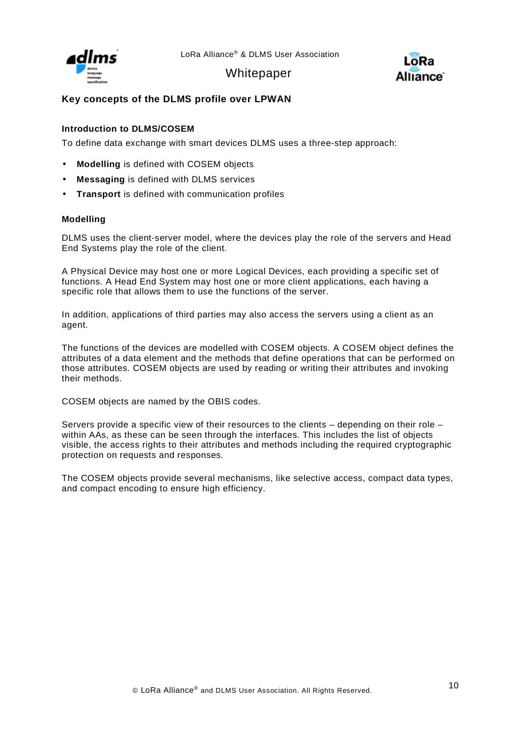## Key concepts of the DLMS profile over LPWAN

### Introduction to DLMS/COSEM

To define data exchange with smart devices DLMS uses a three-step approach:

- **Modelling** is defined with COSEM objects
- **Messaging** is defined with DLMS services
- **Transport** is defined with communication profiles

### Modelling

DLMS uses the client-server model, where the devices play the role of the servers and Head End Systems play the role of the client.

A Physical Device may host one or more Logical Devices, each providing a specific set of functions. A Head End System may host one or more client applications, each having a specific role that allows them to use the functions of the server.

In addition, applications of third parties may also access the servers using a client as an agent.

The functions of the devices are modelled with COSEM objects. A COSEM object defines the attributes of a data element and the methods that define operations that can be performed on those attributes. COSEM objects are used by reading or writing their attributes and invoking their methods.

COSEM objects are named by the OBIS codes.

Servers provide a specific view of their resources to the clients – depending on their role – within AAs, as these can be seen through the interfaces. This includes the list of objects visible, the access rights to their attributes and methods including the required cryptographic protection on requests and responses.

The COSEM objects provide several mechanisms, like selective access, compact data types, and compact encoding to ensure high efficiency.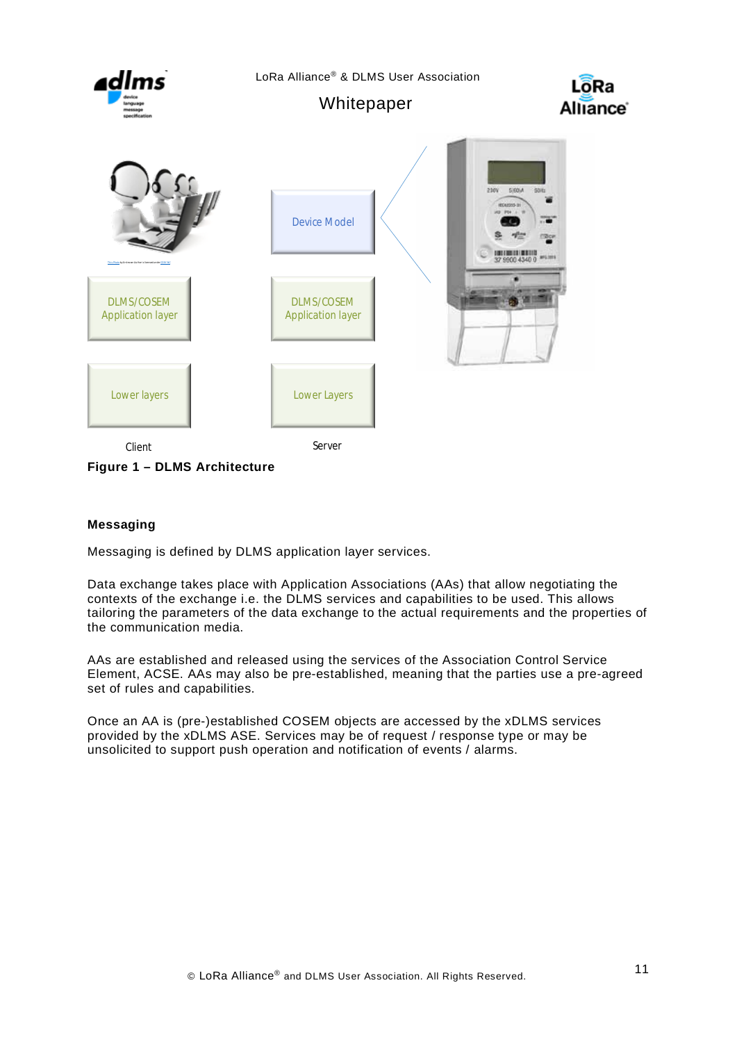Device Model

DLMS/COSEM Application layer

DLMS/COSEM Application layer

Lower layers

Lower Layers

Client

Server

**Figure 1 – DLMS Architecture**

**Messaging**

Messaging is defined by DLMS application layer services.

Data exchange takes place with Application Associations (AAs) that allow negotiating the contexts of the exchange i.e. the DLMS services and capabilities to be used. This allows tailoring the parameters of the data exchange to the actual requirements and the properties of the communication media.

AAs are established and released using the services of the Association Control Service Element, ACSE. AAs may also be pre-established, meaning that the parties use a pre-agreed set of rules and capabilities.

Once an AA is (pre-)established COSEM objects are accessed by the xDLMS services provided by the xDLMS ASE. Services may be of request / response type or may be unsolicited to support push operation and notification of events / alarms.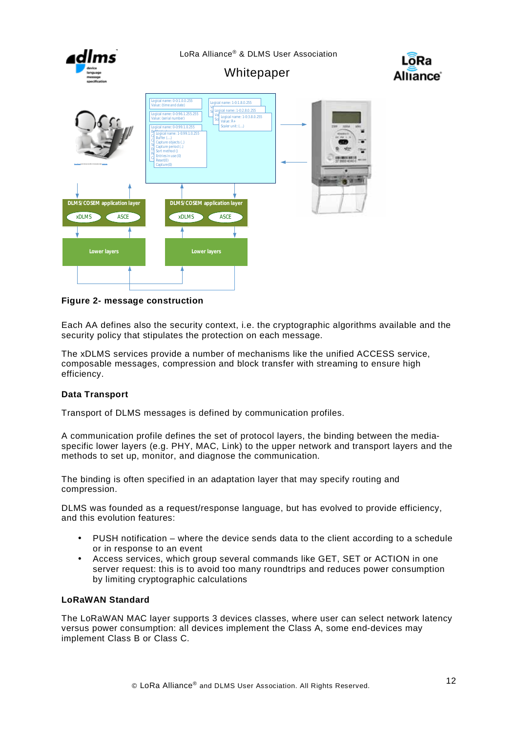**Figure 2- message construction**

Each AA defines also the security context, i.e. the cryptographic algorithms available and the security policy that stipulates the protection on each message.

The xDLMS services provide a number of mechanisms like the unified ACCESS service, composable messages, compression and block transfer with streaming to ensure high efficiency.

### Data Transport

Transport of DLMS messages is defined by communication profiles.

A communication profile defines the set of protocol layers, the binding between the media-specific lower layers (e.g. PHY, MAC, Link) to the upper network and transport layers and the methods to set up, monitor, and diagnose the communication.

The binding is often specified in an adaptation layer that may specify routing and compression.

DLMS was founded as a request/response language, but has evolved to provide efficiency, and this evolution features:

- PUSH notification – where the device sends data to the client according to a schedule or in response to an event
- Access services, which group several commands like GET, SET or ACTION in one server request: this is to avoid too many roundtrips and reduces power consumption by limiting cryptographic calculations

### LoRaWAN Standard

The LoRaWAN MAC layer supports 3 devices classes, where user can select network latency versus power consumption: all devices implement the Class A, some end-devices may implement Class B or Class C.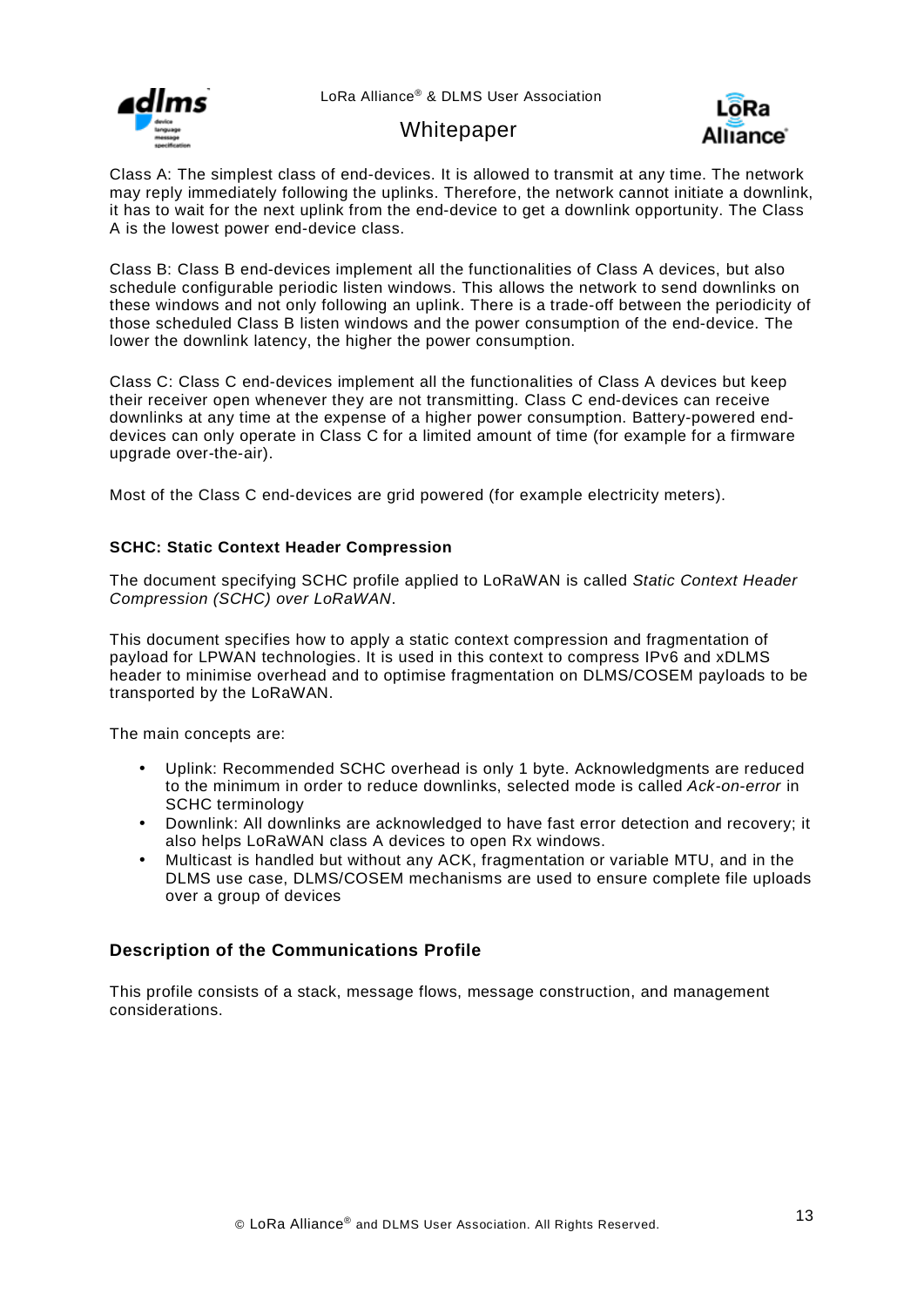Class A: The simplest class of end-devices. It is allowed to transmit at any time. The network may reply immediately following the uplinks. Therefore, the network cannot initiate a downlink, it has to wait for the next uplink from the end-device to get a downlink opportunity. The Class A is the lowest power end-device class.

Class B: Class B end-devices implement all the functionalities of Class A devices, but also schedule configurable periodic listen windows. This allows the network to send downlinks on these windows and not only following an uplink. There is a trade-off between the periodicity of those scheduled Class B listen windows and the power consumption of the end-device. The lower the downlink latency, the higher the power consumption.

Class C: Class C end-devices implement all the functionalities of Class A devices but keep their receiver open whenever they are not transmitting. Class C end-devices can receive downlinks at any time at the expense of a higher power consumption. Battery-powered end-devices can only operate in Class C for a limited amount of time (for example for a firmware upgrade over-the-air).

Most of the Class C end-devices are grid powered (for example electricity meters).

### SCHC: Static Context Header Compression

The document specifying SCHC profile applied to LoRaWAN is called *Static Context Header Compression (SCHC) over LoRaWAN*.

This document specifies how to apply a static context compression and fragmentation of payload for LPWAN technologies. It is used in this context to compress IPv6 and xDLMS header to minimise overhead and to optimise fragmentation on DLMS/COSEM payloads to be transported by the LoRaWAN.

The main concepts are:

- Uplink: Recommended SCHC overhead is only 1 byte. Acknowledgments are reduced to the minimum in order to reduce downlinks, selected mode is called *Ack-on-error* in SCHC terminology
- Downlink: All downlinks are acknowledged to have fast error detection and recovery; it also helps LoRaWAN class A devices to open Rx windows.
- Multicast is handled but without any ACK, fragmentation or variable MTU, and in the DLMS use case, DLMS/COSEM mechanisms are used to ensure complete file uploads over a group of devices

## Description of the Communications Profile

This profile consists of a stack, message flows, message construction, and management considerations.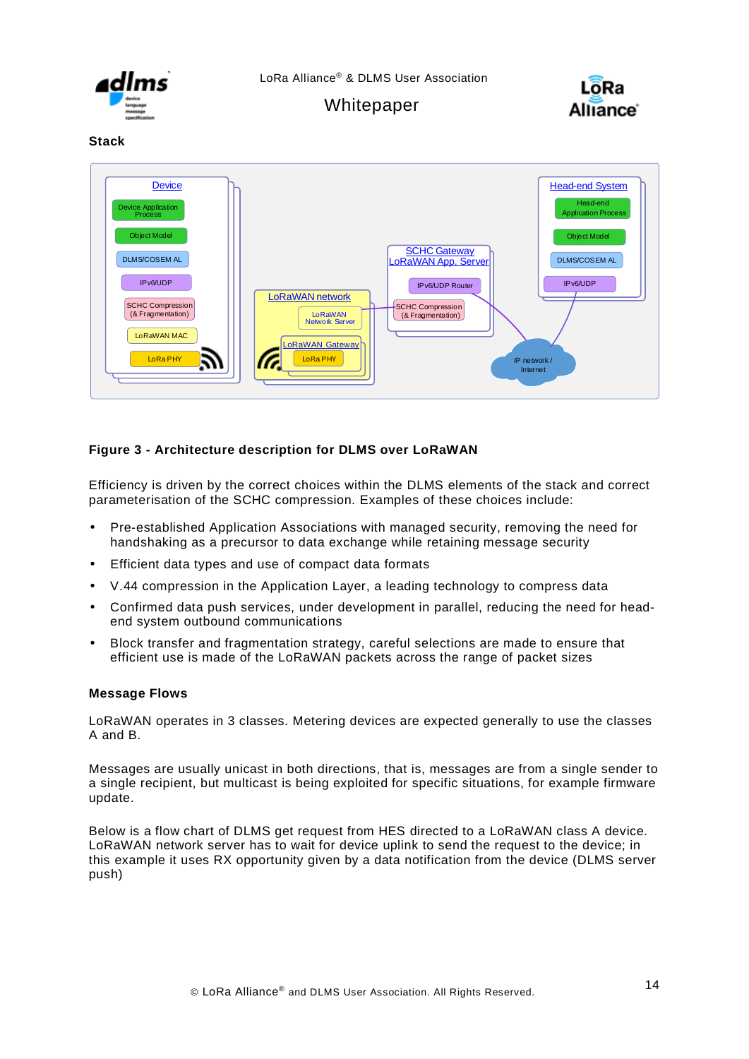## Stack

**Figure 3 - Architecture description for DLMS over LoRaWAN**

Efficiency is driven by the correct choices within the DLMS elements of the stack and correct parameterisation of the SCHC compression. Examples of these choices include:

- Pre-established Application Associations with managed security, removing the need for handshaking as a precursor to data exchange while retaining message security
- Efficient data types and use of compact data formats
- V.44 compression in the Application Layer, a leading technology to compress data
- Confirmed data push services, under development in parallel, reducing the need for head-end system outbound communications
- Block transfer and fragmentation strategy, careful selections are made to ensure that efficient use is made of the LoRaWAN packets across the range of packet sizes

## Message Flows

LoRaWAN operates in 3 classes. Metering devices are expected generally to use the classes A and B.

Messages are usually unicast in both directions, that is, messages are from a single sender to a single recipient, but multicast is being exploited for specific situations, for example firmware update.

Below is a flow chart of DLMS get request from HES directed to a LoRaWAN class A device. LoRaWAN network server has to wait for device uplink to send the request to the device; in this example it uses RX opportunity given by a data notification from the device (DLMS server push)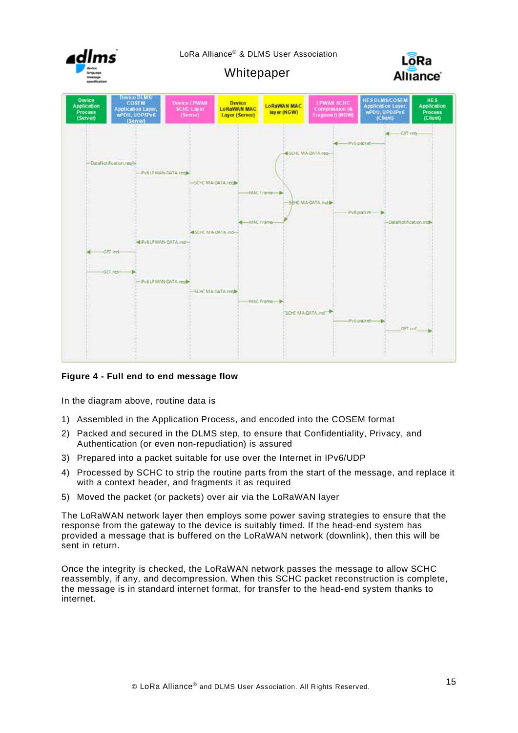**Figure 4 - Full end to end message flow**

In the diagram above, routine data is

1) Assembled in the Application Process, and encoded into the COSEM format
2) Packed and secured in the DLMS step, to ensure that Confidentiality, Privacy, and Authentication (or even non-repudiation) is assured
3) Prepared into a packet suitable for use over the Internet in IPv6/UDP
4) Processed by SCHC to strip the routine parts from the start of the message, and replace it with a context header, and fragments it as required
5) Moved the packet (or packets) over air via the LoRaWAN layer

The LoRaWAN network layer then employs some power saving strategies to ensure that the response from the gateway to the device is suitably timed. If the head-end system has provided a message that is buffered on the LoRaWAN network (downlink), then this will be sent in return.

Once the integrity is checked, the LoRaWAN network passes the message to allow SCHC reassembly, if any, and decompression. When this SCHC packet reconstruction is complete, the message is in standard internet format, for transfer to the head-end system thanks to internet.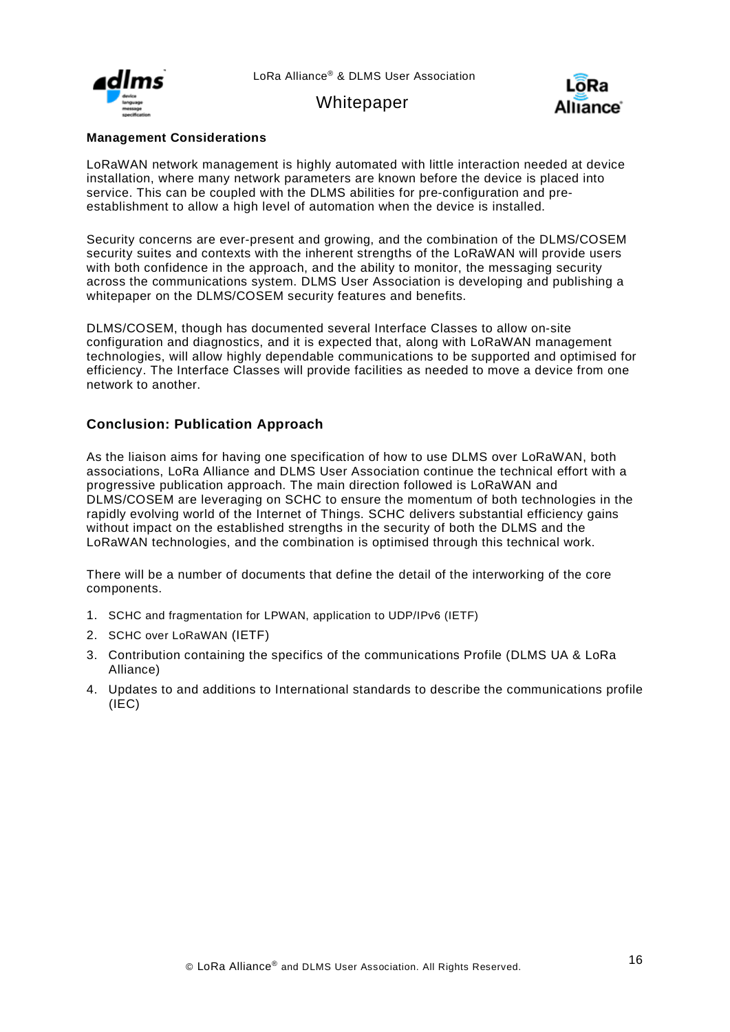**Management Considerations**

LoRaWAN network management is highly automated with little interaction needed at device installation, where many network parameters are known before the device is placed into service. This can be coupled with the DLMS abilities for pre-configuration and pre-establishment to allow a high level of automation when the device is installed.

Security concerns are ever-present and growing, and the combination of the DLMS/COSEM security suites and contexts with the inherent strengths of the LoRaWAN will provide users with both confidence in the approach, and the ability to monitor, the messaging security across the communications system. DLMS User Association is developing and publishing a whitepaper on the DLMS/COSEM security features and benefits.

DLMS/COSEM, though has documented several Interface Classes to allow on-site configuration and diagnostics, and it is expected that, along with LoRaWAN management technologies, will allow highly dependable communications to be supported and optimised for efficiency. The Interface Classes will provide facilities as needed to move a device from one network to another.

## Conclusion: Publication Approach

As the liaison aims for having one specification of how to use DLMS over LoRaWAN, both associations, LoRa Alliance and DLMS User Association continue the technical effort with a progressive publication approach. The main direction followed is LoRaWAN and DLMS/COSEM are leveraging on SCHC to ensure the momentum of both technologies in the rapidly evolving world of the Internet of Things. SCHC delivers substantial efficiency gains without impact on the established strengths in the security of both the DLMS and the LoRaWAN technologies, and the combination is optimised through this technical work.

There will be a number of documents that define the detail of the interworking of the core components.

1. SCHC and fragmentation for LPWAN, application to UDP/IPv6 (IETF)
2. SCHC over LoRaWAN (IETF)
3. Contribution containing the specifics of the communications Profile (DLMS UA & LoRa Alliance)
4. Updates to and additions to International standards to describe the communications profile (IEC)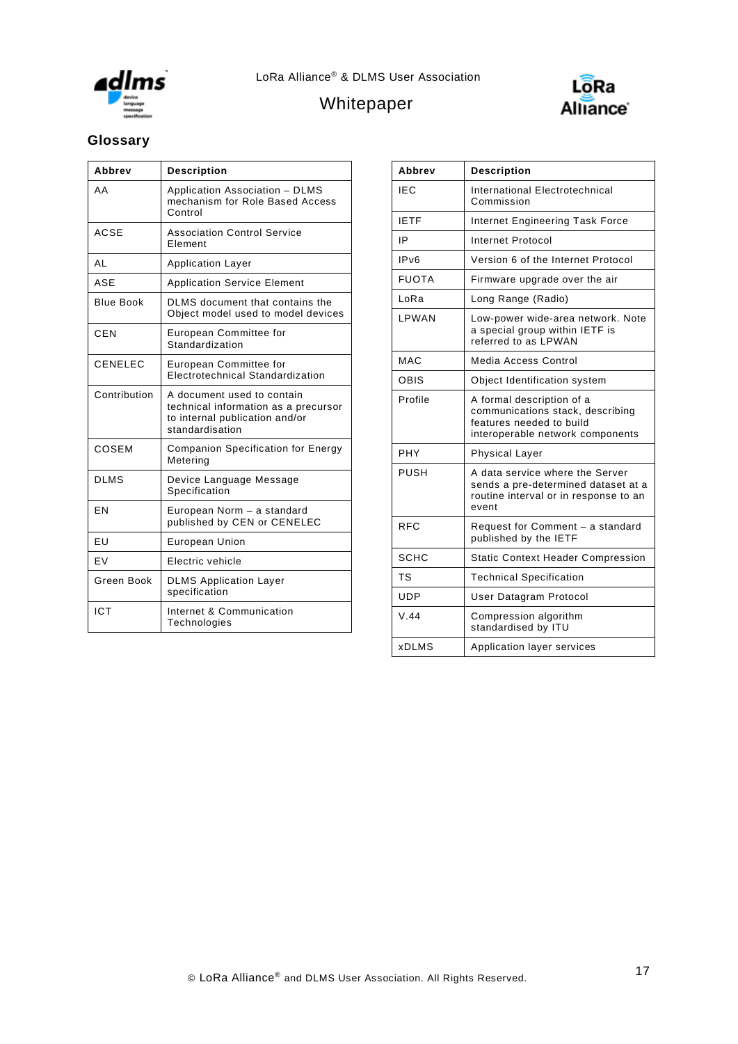## Glossary

| Abbrev | Description |
|---|---|
| AA | Application Association – DLMS mechanism for Role Based Access Control |
| ACSE | Association Control Service Element |
| AL | Application Layer |
| ASE | Application Service Element |
| Blue Book | DLMS document that contains the Object model used to model devices |
| CEN | European Committee for Standardization |
| CENELEC | European Committee for Electrotechnical Standardization |
| Contribution | A document used to contain technical information as a precursor to internal publication and/or standardisation |
| COSEM | Companion Specification for Energy Metering |
| DLMS | Device Language Message Specification |
| EN | European Norm – a standard published by CEN or CENELEC |
| EU | European Union |
| EV | Electric vehicle |
| Green Book | DLMS Application Layer specification |
| ICT | Internet & Communication Technologies |

| Abbrev | Description |
|---|---|
| IEC | International Electrotechnical Commission |
| IETF | Internet Engineering Task Force |
| IP | Internet Protocol |
| IPv6 | Version 6 of the Internet Protocol |
| FUOTA | Firmware upgrade over the air |
| LoRa | Long Range (Radio) |
| LPWAN | Low-power wide-area network. Note a special group within IETF is referred to as LPWAN |
| MAC | Media Access Control |
| OBIS | Object Identification system |
| Profile | A formal description of a communications stack, describing features needed to build interoperable network components |
| PHY | Physical Layer |
| PUSH | A data service where the Server sends a pre-determined dataset at a routine interval or in response to an event |
| RFC | Request for Comment – a standard published by the IETF |
| SCHC | Static Context Header Compression |
| TS | Technical Specification |
| UDP | User Datagram Protocol |
| V.44 | Compression algorithm standardised by ITU |
| xDLMS | Application layer services |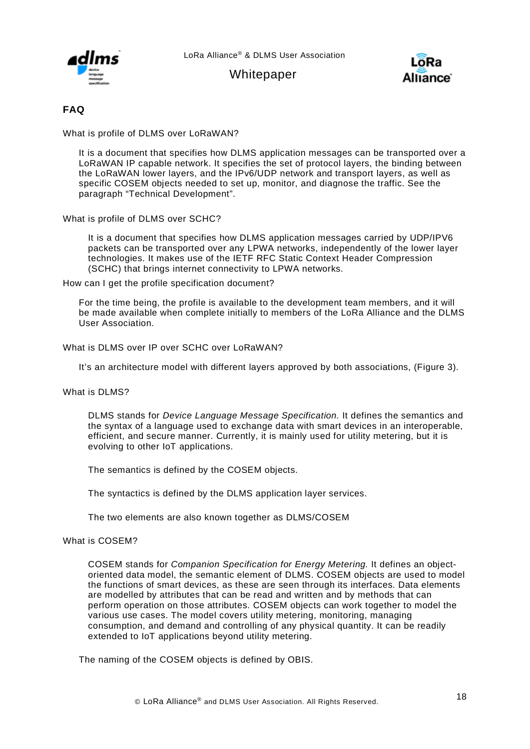## FAQ

What is profile of DLMS over LoRaWAN?

It is a document that specifies how DLMS application messages can be transported over a LoRaWAN IP capable network. It specifies the set of protocol layers, the binding between the LoRaWAN lower layers, and the IPv6/UDP network and transport layers, as well as specific COSEM objects needed to set up, monitor, and diagnose the traffic. See the paragraph “Technical Development”.

What is profile of DLMS over SCHC?

It is a document that specifies how DLMS application messages carried by UDP/IPV6 packets can be transported over any LPWA networks, independently of the lower layer technologies. It makes use of the IETF RFC Static Context Header Compression (SCHC) that brings internet connectivity to LPWA networks.

How can I get the profile specification document?

For the time being, the profile is available to the development team members, and it will be made available when complete initially to members of the LoRa Alliance and the DLMS User Association.

What is DLMS over IP over SCHC over LoRaWAN?

It’s an architecture model with different layers approved by both associations, (Figure 3).

What is DLMS?

DLMS stands for *Device Language Message Specification.* It defines the semantics and the syntax of a language used to exchange data with smart devices in an interoperable, efficient, and secure manner. Currently, it is mainly used for utility metering, but it is evolving to other IoT applications.

The semantics is defined by the COSEM objects.

The syntactics is defined by the DLMS application layer services.

The two elements are also known together as DLMS/COSEM

What is COSEM?

COSEM stands for *Companion Specification for Energy Metering.* It defines an object-oriented data model, the semantic element of DLMS. COSEM objects are used to model the functions of smart devices, as these are seen through its interfaces. Data elements are modelled by attributes that can be read and written and by methods that can perform operation on those attributes. COSEM objects can work together to model the various use cases. The model covers utility metering, monitoring, managing consumption, and demand and controlling of any physical quantity. It can be readily extended to IoT applications beyond utility metering.

The naming of the COSEM objects is defined by OBIS.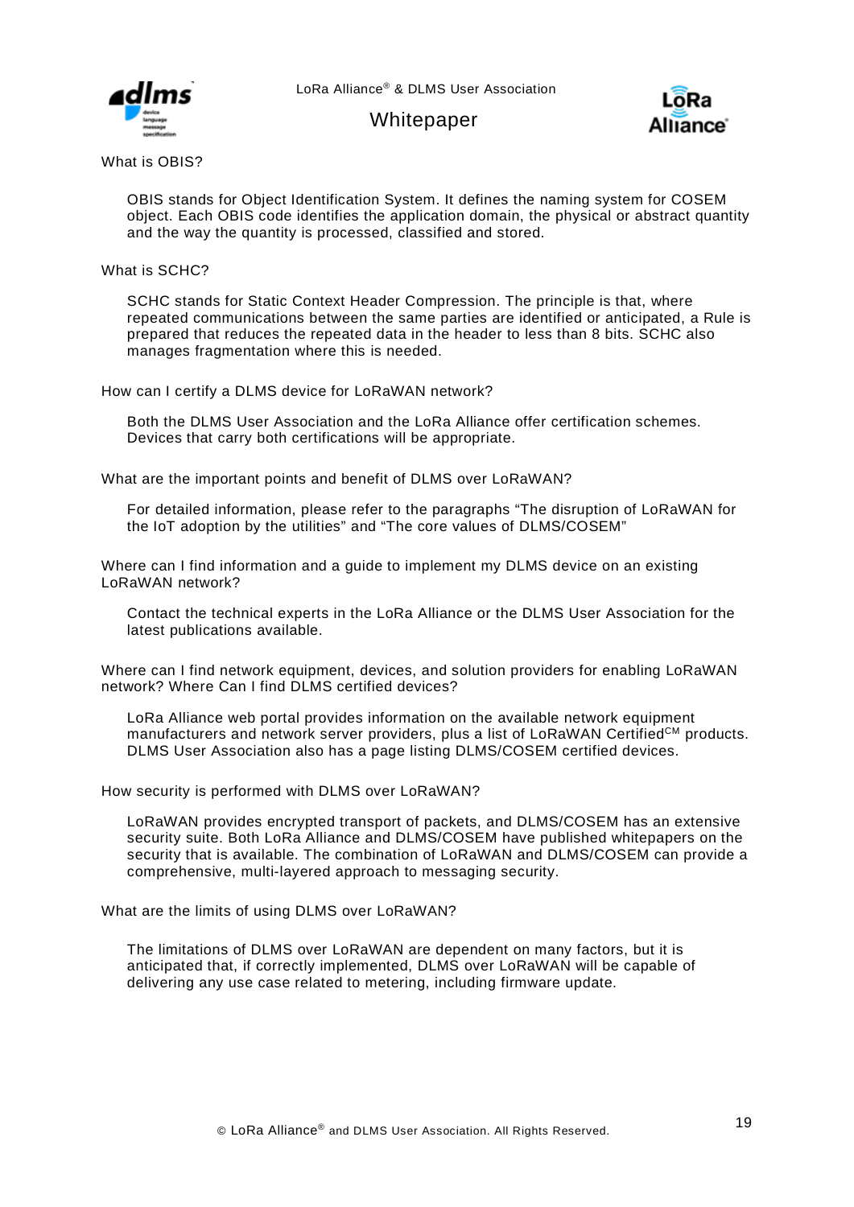What is OBIS?

OBIS stands for Object Identification System. It defines the naming system for COSEM object. Each OBIS code identifies the application domain, the physical or abstract quantity and the way the quantity is processed, classified and stored.

What is SCHC?

SCHC stands for Static Context Header Compression. The principle is that, where repeated communications between the same parties are identified or anticipated, a Rule is prepared that reduces the repeated data in the header to less than 8 bits. SCHC also manages fragmentation where this is needed.

How can I certify a DLMS device for LoRaWAN network?

Both the DLMS User Association and the LoRa Alliance offer certification schemes. Devices that carry both certifications will be appropriate.

What are the important points and benefit of DLMS over LoRaWAN?

For detailed information, please refer to the paragraphs “The disruption of LoRaWAN for the IoT adoption by the utilities” and “The core values of DLMS/COSEM”

Where can I find information and a guide to implement my DLMS device on an existing LoRaWAN network?

Contact the technical experts in the LoRa Alliance or the DLMS User Association for the latest publications available.

Where can I find network equipment, devices, and solution providers for enabling LoRaWAN network? Where Can I find DLMS certified devices?

LoRa Alliance web portal provides information on the available network equipment manufacturers and network server providers, plus a list of LoRaWAN Certified[CM] products. DLMS User Association also has a page listing DLMS/COSEM certified devices.

How security is performed with DLMS over LoRaWAN?

LoRaWAN provides encrypted transport of packets, and DLMS/COSEM has an extensive security suite. Both LoRa Alliance and DLMS/COSEM have published whitepapers on the security that is available. The combination of LoRaWAN and DLMS/COSEM can provide a comprehensive, multi-layered approach to messaging security.

What are the limits of using DLMS over LoRaWAN?

The limitations of DLMS over LoRaWAN are dependent on many factors, but it is anticipated that, if correctly implemented, DLMS over LoRaWAN will be capable of delivering any use case related to metering, including firmware update.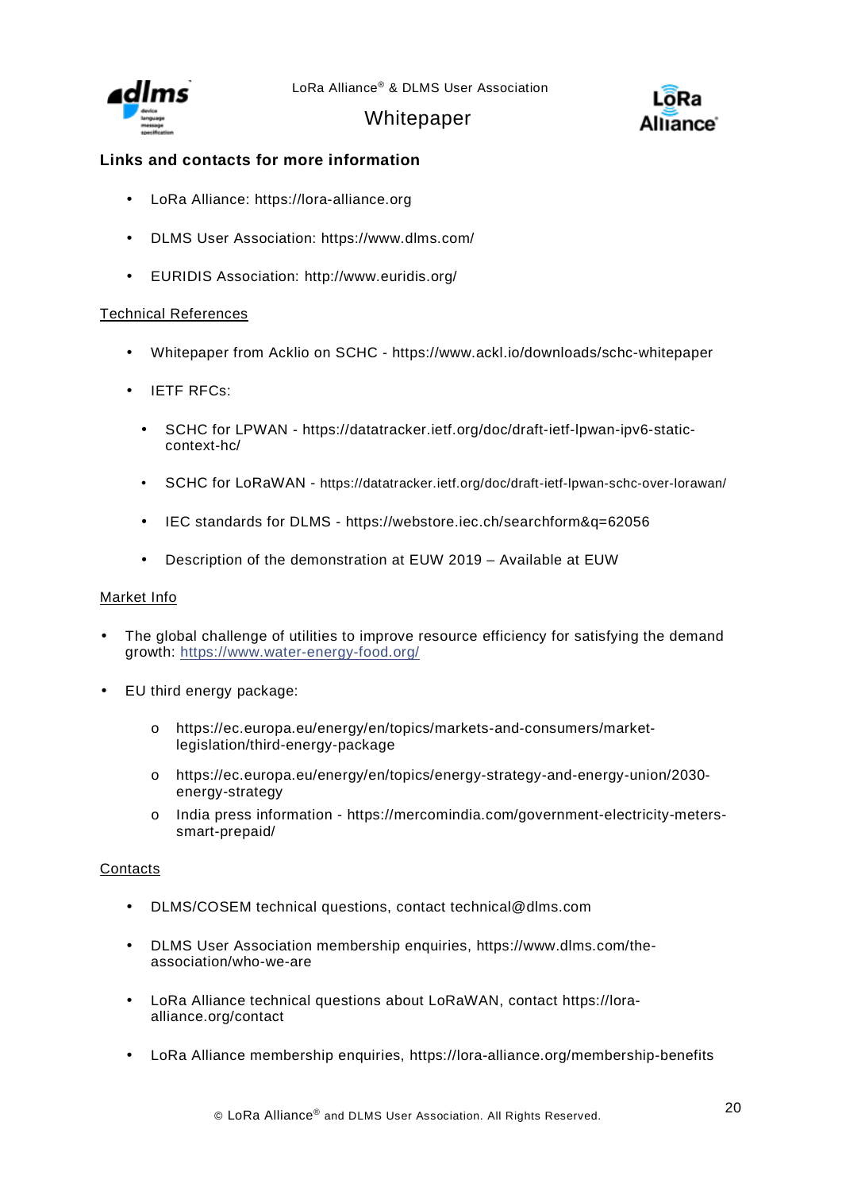## Links and contacts for more information

- LoRa Alliance: https://lora-alliance.org
- DLMS User Association: https://www.dlms.com/
- EURIDIS Association: http://www.euridis.org/

Technical References

- Whitepaper from Acklio on SCHC - https://www.ackl.io/downloads/schc-whitepaper
- IETF RFCs:
  - SCHC for LPWAN - https://datatracker.ietf.org/doc/draft-ietf-lpwan-ipv6-static-context-hc/
  - SCHC for LoRaWAN - https://datatracker.ietf.org/doc/draft-ietf-lpwan-schc-over-lorawan/
  - IEC standards for DLMS - https://webstore.iec.ch/searchform&q=62056
  - Description of the demonstration at EUW 2019 – Available at EUW

Market Info

- The global challenge of utilities to improve resource efficiency for satisfying the demand growth: [https://www.water-energy-food.org/](https://www.water-energy-food.org/)
- EU third energy package:
  - https://ec.europa.eu/energy/en/topics/markets-and-consumers/market-legislation/third-energy-package
  - https://ec.europa.eu/energy/en/topics/energy-strategy-and-energy-union/2030-energy-strategy
  - India press information - https://mercomindia.com/government-electricity-meters-smart-prepaid/

Contacts

- DLMS/COSEM technical questions, contact technical@dlms.com
- DLMS User Association membership enquiries, https://www.dlms.com/the-association/who-we-are
- LoRa Alliance technical questions about LoRaWAN, contact https://lora-alliance.org/contact
- LoRa Alliance membership enquiries, https://lora-alliance.org/membership-benefits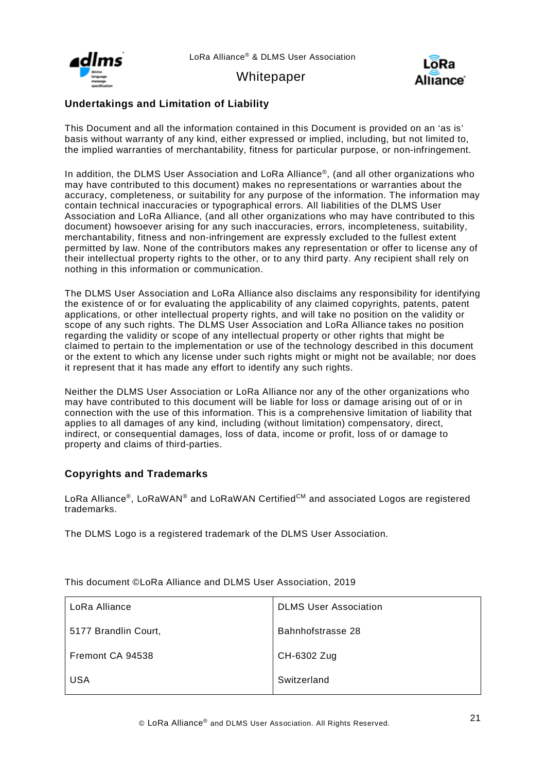## Undertakings and Limitation of Liability

This Document and all the information contained in this Document is provided on an 'as is' basis without warranty of any kind, either expressed or implied, including, but not limited to, the implied warranties of merchantability, fitness for particular purpose, or non-infringement.

In addition, the DLMS User Association and LoRa Alliance®, (and all other organizations who may have contributed to this document) makes no representations or warranties about the accuracy, completeness, or suitability for any purpose of the information. The information may contain technical inaccuracies or typographical errors. All liabilities of the DLMS User Association and LoRa Alliance, (and all other organizations who may have contributed to this document) howsoever arising for any such inaccuracies, errors, incompleteness, suitability, merchantability, fitness and non-infringement are expressly excluded to the fullest extent permitted by law. None of the contributors makes any representation or offer to license any of their intellectual property rights to the other, or to any third party. Any recipient shall rely on nothing in this information or communication.

The DLMS User Association and LoRa Alliance also disclaims any responsibility for identifying the existence of or for evaluating the applicability of any claimed copyrights, patents, patent applications, or other intellectual property rights, and will take no position on the validity or scope of any such rights. The DLMS User Association and LoRa Alliance takes no position regarding the validity or scope of any intellectual property or other rights that might be claimed to pertain to the implementation or use of the technology described in this document or the extent to which any license under such rights might or might not be available; nor does it represent that it has made any effort to identify any such rights.

Neither the DLMS User Association or LoRa Alliance nor any of the other organizations who may have contributed to this document will be liable for loss or damage arising out of or in connection with the use of this information. This is a comprehensive limitation of liability that applies to all damages of any kind, including (without limitation) compensatory, direct, indirect, or consequential damages, loss of data, income or profit, loss of or damage to property and claims of third-parties.

## Copyrights and Trademarks

LoRa Alliance®, LoRaWAN® and LoRaWAN Certified℠ and associated Logos are registered trademarks.

The DLMS Logo is a registered trademark of the DLMS User Association.

This document ©LoRa Alliance and DLMS User Association, 2019

| | |
|---|---|
| LoRa Alliance | DLMS User Association |
| 5177 Brandlin Court, | Bahnhofstrasse 28 |
| Fremont CA 94538 | CH-6302 Zug |
| USA | Switzerland |